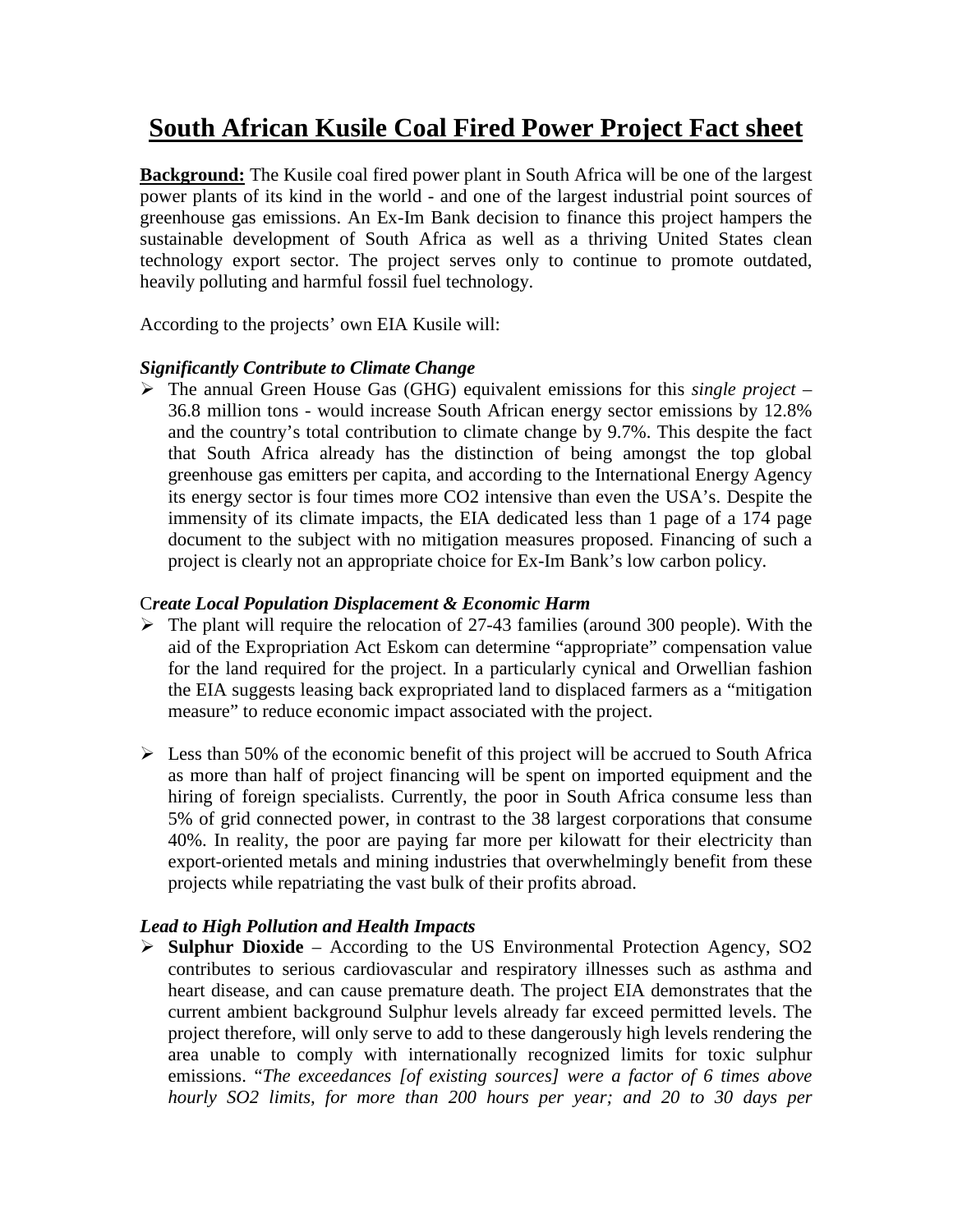# South African Kusile Coal Fired Power Project Fact sheet

**Background:** The Kusile coal fired power plant in South Africa will be one of the largest power plants of its kind in the world - and one of the largest industrial point sources of greenhouse gas emissions. An Ex-Im Bank decision to finance this project hampers the sustainable development of South Africa as well as a thriving United States clean technology export sector. The project serves only to continue to promote outdated, heavily polluting and harmful fossil fuel technology.

According to the projects' own EIA Kusile will:

***Significantly Contribute to Climate Change***

- The annual Green House Gas (GHG) equivalent emissions for this *single project* – 36.8 million tons - would increase South African energy sector emissions by 12.8% and the country's total contribution to climate change by 9.7%. This despite the fact that South Africa already has the distinction of being amongst the top global greenhouse gas emitters per capita, and according to the International Energy Agency its energy sector is four times more CO2 intensive than even the USA's. Despite the immensity of its climate impacts, the EIA dedicated less than 1 page of a 174 page document to the subject with no mitigation measures proposed. Financing of such a project is clearly not an appropriate choice for Ex-Im Bank's low carbon policy.

C***reate Local Population Displacement & Economic Harm***

- The plant will require the relocation of 27-43 families (around 300 people). With the aid of the Expropriation Act Eskom can determine "appropriate" compensation value for the land required for the project. In a particularly cynical and Orwellian fashion the EIA suggests leasing back expropriated land to displaced farmers as a "mitigation measure" to reduce economic impact associated with the project.
- Less than 50% of the economic benefit of this project will be accrued to South Africa as more than half of project financing will be spent on imported equipment and the hiring of foreign specialists. Currently, the poor in South Africa consume less than 5% of grid connected power, in contrast to the 38 largest corporations that consume 40%. In reality, the poor are paying far more per kilowatt for their electricity than export-oriented metals and mining industries that overwhelmingly benefit from these projects while repatriating the vast bulk of their profits abroad.

***Lead to High Pollution and Health Impacts***

- **Sulphur Dioxide** – According to the US Environmental Protection Agency, SO2 contributes to serious cardiovascular and respiratory illnesses such as asthma and heart disease, and can cause premature death. The project EIA demonstrates that the current ambient background Sulphur levels already far exceed permitted levels. The project therefore, will only serve to add to these dangerously high levels rendering the area unable to comply with internationally recognized limits for toxic sulphur emissions. "*The exceedances [of existing sources] were a factor of 6 times above hourly SO2 limits, for more than 200 hours per year; and 20 to 30 days per*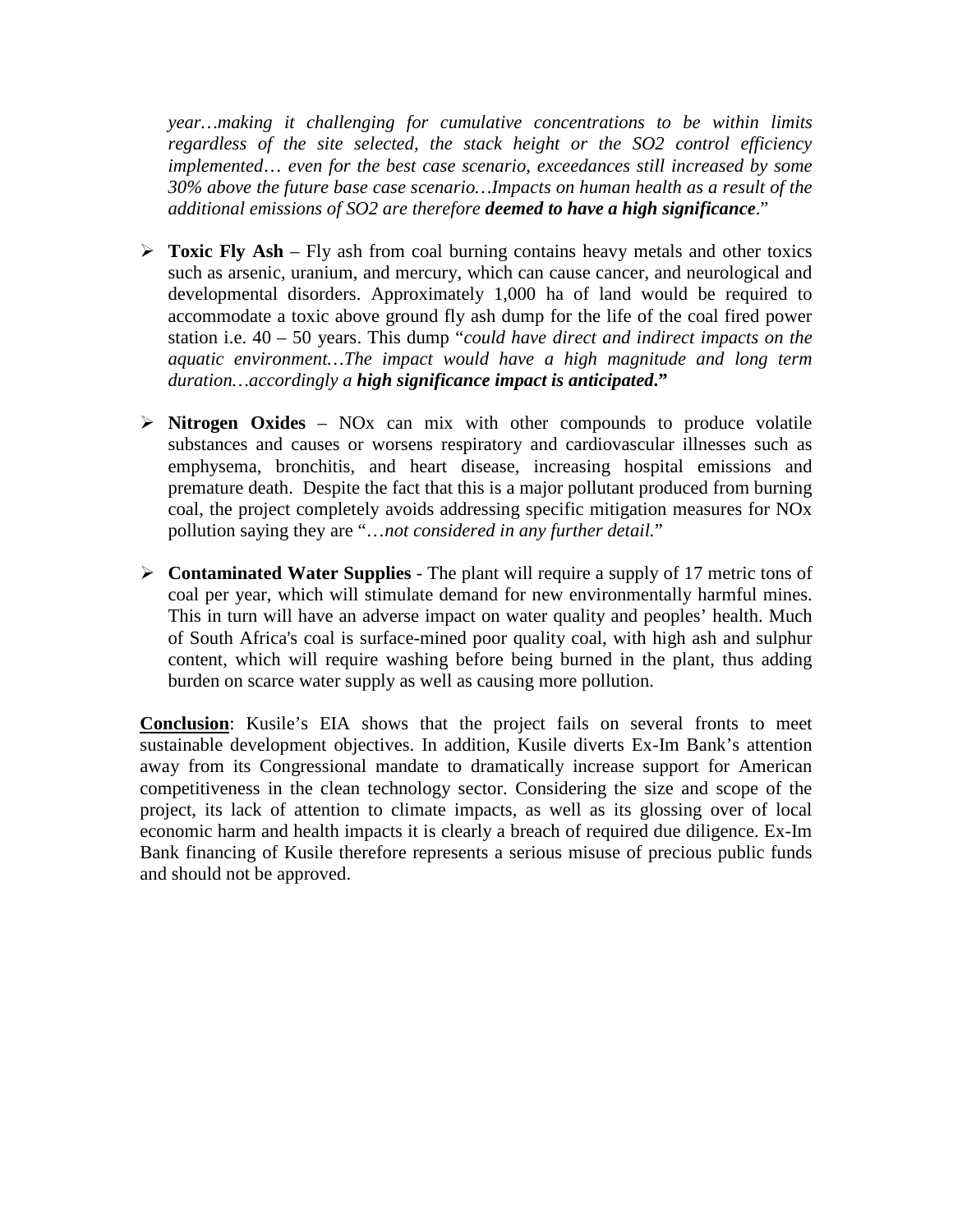*year…making it challenging for cumulative concentrations to be within limits regardless of the site selected, the stack height or the $SO_2$ control efficiency implemented… even for the best case scenario, exceedances still increased by some 30% above the future base case scenario…Impacts on human health as a result of the additional emissions of $SO_2$ are therefore* ***deemed to have a high significance***."

- **Toxic Fly Ash** – Fly ash from coal burning contains heavy metals and other toxics such as arsenic, uranium, and mercury, which can cause cancer, and neurological and developmental disorders. Approximately 1,000 ha of land would be required to accommodate a toxic above ground fly ash dump for the life of the coal fired power station i.e. 40 – 50 years. This dump "*could have direct and indirect impacts on the aquatic environment…The impact would have a high magnitude and long term duration…accordingly a* ***high significance impact is anticipated*****.**"

- **Nitrogen Oxides** – NOx can mix with other compounds to produce volatile substances and causes or worsens respiratory and cardiovascular illnesses such as emphysema, bronchitis, and heart disease, increasing hospital emissions and premature death. Despite the fact that this is a major pollutant produced from burning coal, the project completely avoids addressing specific mitigation measures for NOx pollution saying they are "…*not considered in any further detail.*"

- **Contaminated Water Supplies** - The plant will require a supply of 17 metric tons of coal per year, which will stimulate demand for new environmentally harmful mines. This in turn will have an adverse impact on water quality and peoples' health. Much of South Africa's coal is surface-mined poor quality coal, with high ash and sulphur content, which will require washing before being burned in the plant, thus adding burden on scarce water supply as well as causing more pollution.

**Conclusion**: Kusile's EIA shows that the project fails on several fronts to meet sustainable development objectives. In addition, Kusile diverts Ex-Im Bank's attention away from its Congressional mandate to dramatically increase support for American competitiveness in the clean technology sector. Considering the size and scope of the project, its lack of attention to climate impacts, as well as its glossing over of local economic harm and health impacts it is clearly a breach of required due diligence. Ex-Im Bank financing of Kusile therefore represents a serious misuse of precious public funds and should not be approved.